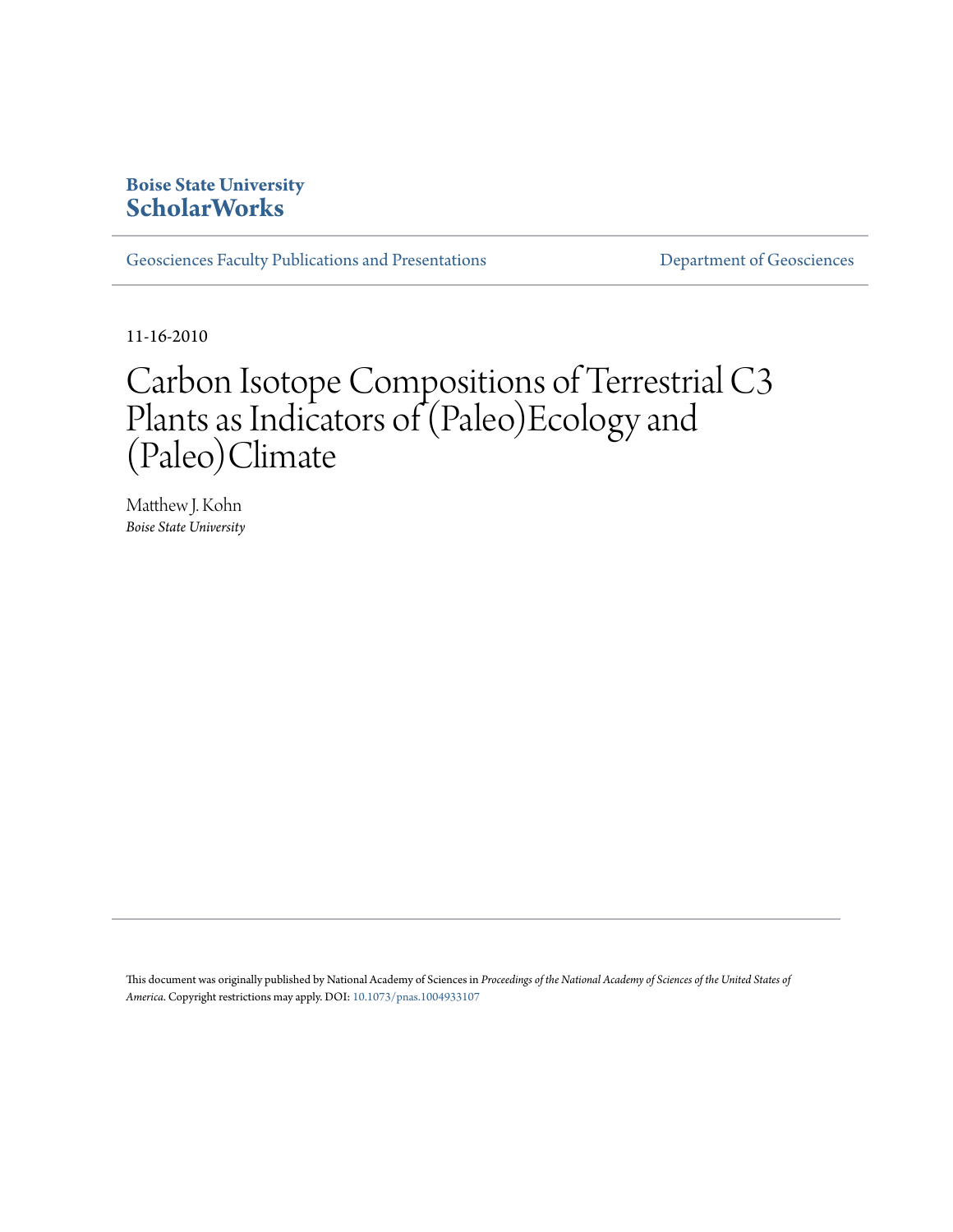**Boise State University**
**ScholarWorks**

Geosciences Faculty Publications and Presentations

Department of Geosciences

11-16-2010

# Carbon Isotope Compositions of Terrestrial C3 Plants as Indicators of (Paleo)Ecology and (Paleo)Climate

Matthew J. Kohn
*Boise State University*

This document was originally published by National Academy of Sciences in *Proceedings of the National Academy of Sciences of the United States of America*. Copyright restrictions may apply. DOI: 10.1073/pnas.1004933107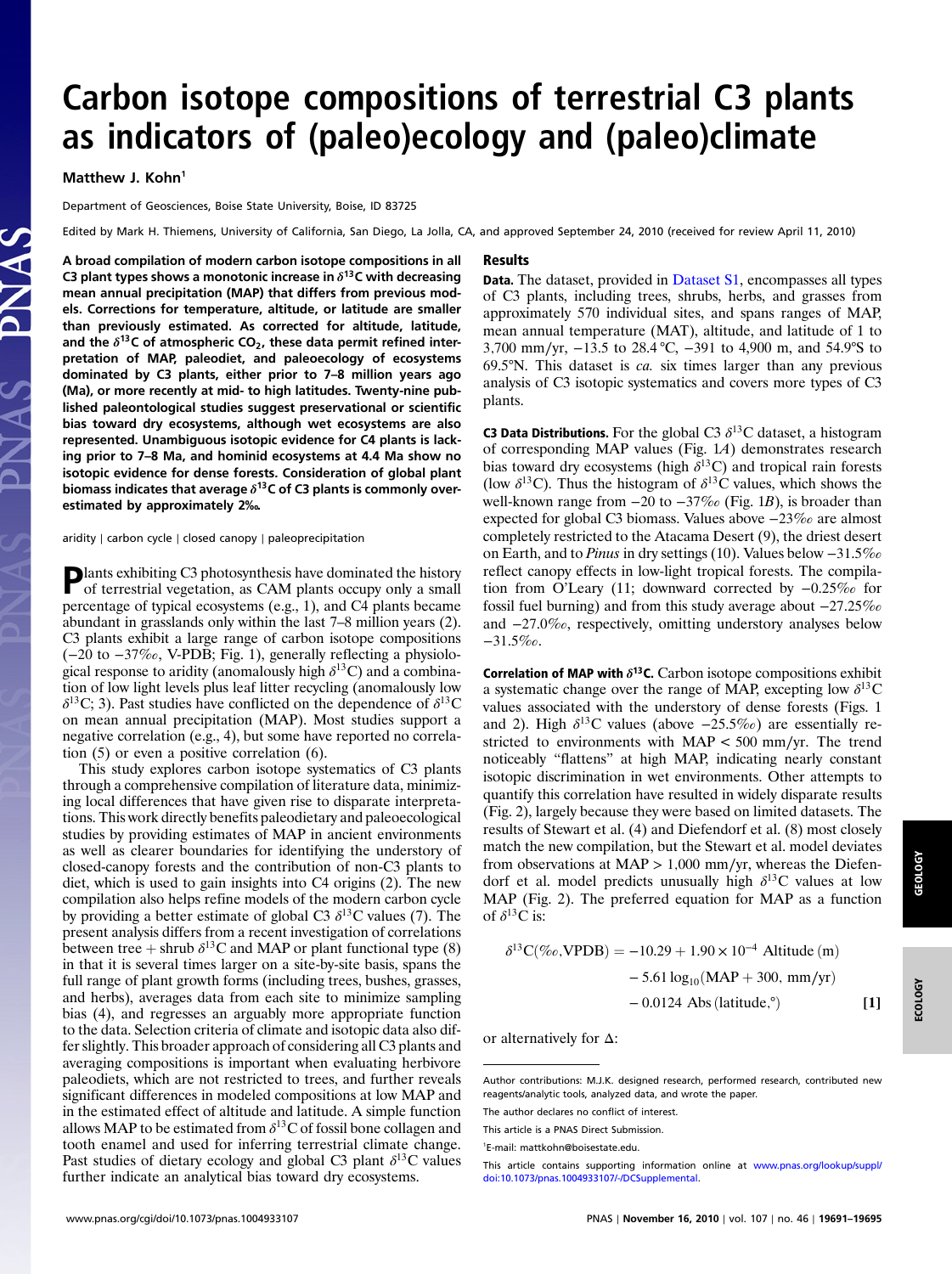# Carbon isotope compositions of terrestrial C3 plants as indicators of (paleo)ecology and (paleo)climate

Matthew J. Kohn[1]

Department of Geosciences, Boise State University, Boise, ID 83725

Edited by Mark H. Thiemens, University of California, San Diego, La Jolla, CA, and approved September 24, 2010 (received for review April 11, 2010)

**A broad compilation of modern carbon isotope compositions in all C3 plant types shows a monotonic increase in $\delta^{13}C$ with decreasing mean annual precipitation (MAP) that differs from previous models. Corrections for temperature, altitude, or latitude are smaller than previously estimated. As corrected for altitude, latitude, and the $\delta^{13}C$ of atmospheric $CO_2$, these data permit refined interpretation of MAP, paleodiet, and paleoecology of ecosystems dominated by C3 plants, either prior to 7–8 million years ago (Ma), or more recently at mid- to high latitudes. Twenty-nine published paleontological studies suggest preservational or scientific bias toward dry ecosystems, although wet ecosystems are also represented. Unambiguous isotopic evidence for C4 plants is lacking prior to 7–8 Ma, and hominid ecosystems at 4.4 Ma show no isotopic evidence for dense forests. Consideration of global plant biomass indicates that average $\delta^{13}C$ of C3 plants is commonly overestimated by approximately 2‰.**

aridity | carbon cycle | closed canopy | paleoprecipitation

Plants exhibiting C3 photosynthesis have dominated the history of terrestrial vegetation, as CAM plants occupy only a small percentage of typical ecosystems (e.g., 1), and C4 plants became abundant in grasslands only within the last 7–8 million years (2). C3 plants exhibit a large range of carbon isotope compositions (−20 to −37‰, V-PDB; Fig. 1), generally reflecting a physiological response to aridity (anomalously high $\delta^{13}C$) and a combination of low light levels plus leaf litter recycling (anomalously low $\delta^{13}C$; 3). Past studies have conflicted on the dependence of $\delta^{13}C$ on mean annual precipitation (MAP). Most studies support a negative correlation (e.g., 4), but some have reported no correlation (5) or even a positive correlation (6).

This study explores carbon isotope systematics of C3 plants through a comprehensive compilation of literature data, minimizing local differences that have given rise to disparate interpretations. This work directly benefits paleodietary and paleoecological studies by providing estimates of MAP in ancient environments as well as clearer boundaries for identifying the understory of closed-canopy forests and the contribution of non-C3 plants to diet, which is used to gain insights into C4 origins (2). The new compilation also helps refine models of the modern carbon cycle by providing a better estimate of global C3 $\delta^{13}C$ values (7). The present analysis differs from a recent investigation of correlations between tree + shrub $\delta^{13}C$ and MAP or plant functional type (8) in that it is several times larger on a site-by-site basis, spans the full range of plant growth forms (including trees, bushes, grasses, and herbs), averages data from each site to minimize sampling bias (4), and regresses an arguably more appropriate function to the data. Selection criteria of climate and isotopic data also differ slightly. This broader approach of considering all C3 plants and averaging compositions is important when evaluating herbivore paleodiets, which are not restricted to trees, and further reveals significant differences in modeled compositions at low MAP and in the estimated effect of altitude and latitude. A simple function allows MAP to be estimated from $\delta^{13}C$ of fossil bone collagen and tooth enamel and used for inferring terrestrial climate change. Past studies of dietary ecology and global C3 plant $\delta^{13}C$ values further indicate an analytical bias toward dry ecosystems.

## Results

**Data.** The dataset, provided in Dataset S1, encompasses all types of C3 plants, including trees, shrubs, herbs, and grasses from approximately 570 individual sites, and spans ranges of MAP, mean annual temperature (MAT), altitude, and latitude of 1 to 3,700 mm/yr, −13.5 to 28.4 °C, −391 to 4,900 m, and 54.9°S to 69.5°N. This dataset is *ca.* six times larger than any previous analysis of C3 isotopic systematics and covers more types of C3 plants.

**C3 Data Distributions.** For the global C3 $\delta^{13}C$ dataset, a histogram of corresponding MAP values (Fig. 1*A*) demonstrates research bias toward dry ecosystems (high $\delta^{13}C$) and tropical rain forests (low $\delta^{13}C$). Thus the histogram of $\delta^{13}C$ values, which shows the well-known range from −20 to −37‰ (Fig. 1*B*), is broader than expected for global C3 biomass. Values above −23‰ are almost completely restricted to the Atacama Desert (9), the driest desert on Earth, and to *Pinus* in dry settings (10). Values below −31.5‰ reflect canopy effects in low-light tropical forests. The compilation from O'Leary (11; downward corrected by −0.25‰ for fossil fuel burning) and from this study average about −27.25‰ and −27.0‰, respectively, omitting understory analyses below −31.5‰.

**Correlation of MAP with $\delta^{13}C$.** Carbon isotope compositions exhibit a systematic change over the range of MAP, excepting low $\delta^{13}C$ values associated with the understory of dense forests (Figs. 1 and 2). High $\delta^{13}C$ values (above −25.5‰) are essentially restricted to environments with MAP < 500 mm/yr. The trend noticeably "flattens" at high MAP, indicating nearly constant isotopic discrimination in wet environments. Other attempts to quantify this correlation have resulted in widely disparate results (Fig. 2), largely because they were based on limited datasets. The results of Stewart et al. (4) and Diefendorf et al. (8) most closely match the new compilation, but the Stewart et al. model deviates from observations at MAP > 1,000 mm/yr, whereas the Diefendorf et al. model predicts unusually high $\delta^{13}C$ values at low MAP (Fig. 2). The preferred equation for MAP as a function of $\delta^{13}C$ is:

$$\delta^{13}C(‰, \text{VPDB}) = -10.29 + 1.90 \times 10^{-4}\ \text{Altitude (m)} - 5.61 \log_{10}(\text{MAP} + 300,\ \text{mm/yr}) - 0.0124\ \text{Abs (latitude,°)} \qquad [1]$$

or alternatively for $\Delta$:

---

Author contributions: M.J.K. designed research, performed research, contributed new reagents/analytic tools, analyzed data, and wrote the paper.

The author declares no conflict of interest.

This article is a PNAS Direct Submission.

[1]E-mail: mattkohn@boisestate.edu.

This article contains supporting information online at www.pnas.org/lookup/suppl/doi:10.1073/pnas.1004933107/-/DCSupplemental.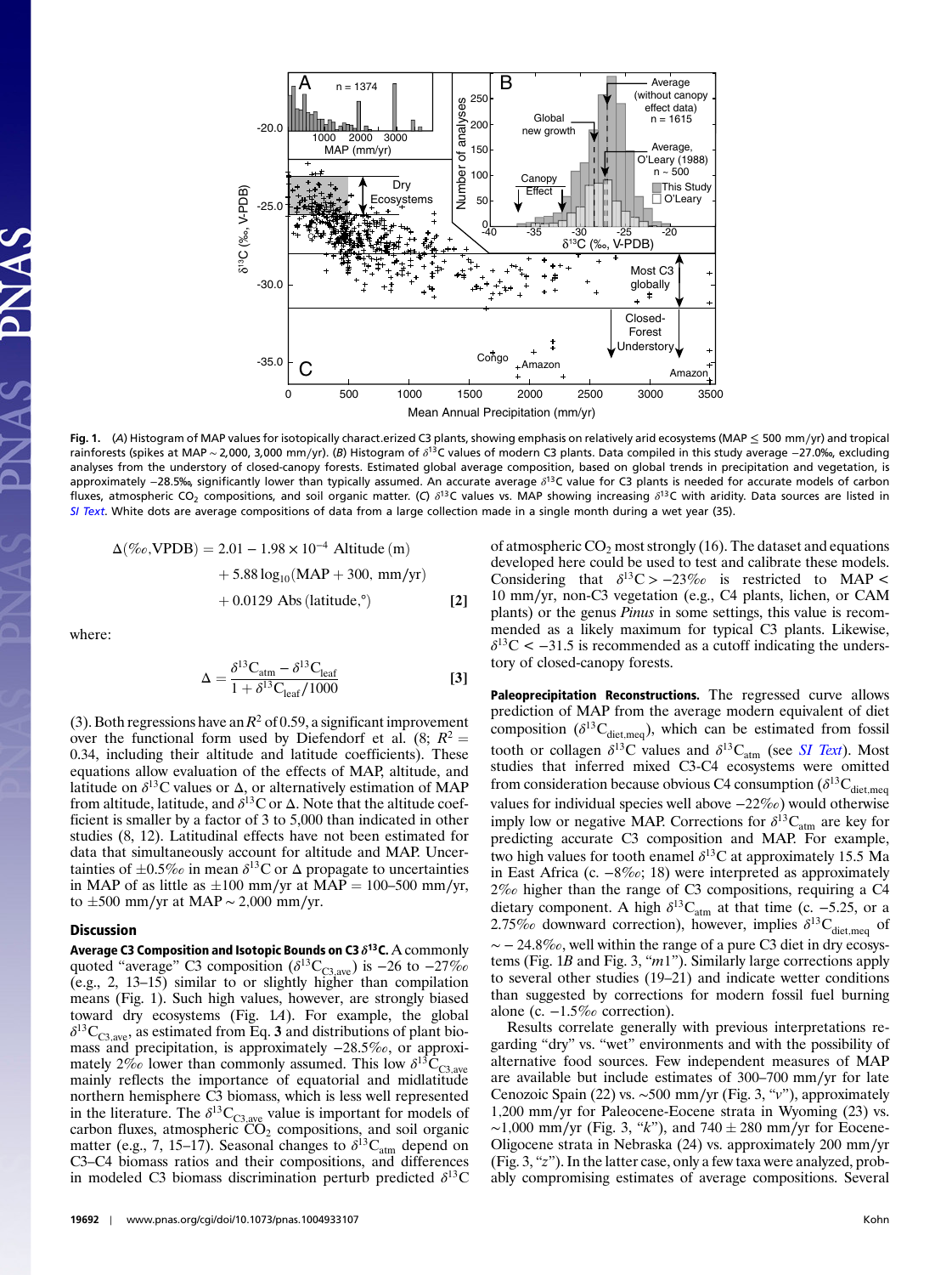**Fig. 1.** (*A*) Histogram of MAP values for isotopically characterized C3 plants, showing emphasis on relatively arid ecosystems (MAP ≤ 500 mm/yr) and tropical rainforests (spikes at MAP ~ 2,000, 3,000 mm/yr). (*B*) Histogram of $\delta^{13}C$ values of modern C3 plants. Data compiled in this study average −27.0‰, excluding analyses from the understory of closed-canopy forests. Estimated global average composition, based on global trends in precipitation and vegetation, is approximately −28.5‰, significantly lower than typically assumed. An accurate average $\delta^{13}C$ value for C3 plants is needed for accurate models of carbon fluxes, atmospheric $CO_2$ compositions, and soil organic matter. (*C*) $\delta^{13}C$ values vs. MAP showing increasing $\delta^{13}C$ with aridity. Data sources are listed in *SI Text*. White dots are average compositions of data from a large collection made in a single month during a wet year (35).

$$\Delta(‰,\text{VPDB}) = 2.01 - 1.98 \times 10^{-4}\ \text{Altitude (m)} + 5.88 \log_{10}(\text{MAP} + 300,\ \text{mm/yr}) + 0.0129\ \text{Abs (latitude,°)} \quad [2]$$

where:

$$\Delta = \frac{\delta^{13}C_{atm} - \delta^{13}C_{leaf}}{1 + \delta^{13}C_{leaf}/1000} \quad [3]$$

(3). Both regressions have an $R^2$ of 0.59, a significant improvement over the functional form used by Diefendorf et al. (8; $R^2 = 0.34$, including their altitude and latitude coefficients). These equations allow evaluation of the effects of MAP, altitude, and latitude on $\delta^{13}C$ values or $\Delta$, or alternatively estimation of MAP from altitude, latitude, and $\delta^{13}C$ or $\Delta$. Note that the altitude coefficient is smaller by a factor of 3 to 5,000 than indicated in other studies (8, 12). Latitudinal effects have not been estimated for data that simultaneously account for altitude and MAP. Uncertainties of ±0.5‰ in mean $\delta^{13}C$ or $\Delta$ propagate to uncertainties in MAP of as little as ±100 mm/yr at MAP = 100–500 mm/yr, to ±500 mm/yr at MAP ~ 2,000 mm/yr.

## Discussion

**Average C3 Composition and Isotopic Bounds on C3 $\delta^{13}C$.** A commonly quoted "average" C3 composition ($\delta^{13}C_{C3,ave}$) is −26 to −27‰ (e.g., 2, 13–15) similar to or slightly higher than compilation means (Fig. 1). Such high values, however, are strongly biased toward dry ecosystems (Fig. 1*A*). For example, the global $\delta^{13}C_{C3,ave}$, as estimated from Eq. **3** and distributions of plant biomass and precipitation, is approximately −28.5‰, or approximately 2‰ lower than commonly assumed. This low $\delta^{13}C_{C3,ave}$ mainly reflects the importance of equatorial and midlatitude northern hemisphere C3 biomass, which is less well represented in the literature. The $\delta^{13}C_{C3,ave}$ value is important for models of carbon fluxes, atmospheric $CO_2$ compositions, and soil organic matter (e.g., 7, 15–17). Seasonal changes to $\delta^{13}C_{atm}$ depend on C3–C4 biomass ratios and their compositions, and differences in modeled C3 biomass discrimination perturb predicted $\delta^{13}C$ of atmospheric $CO_2$ most strongly (16). The dataset and equations developed here could be used to test and calibrate these models. Considering that $\delta^{13}C > -23‰$ is restricted to MAP < 10 mm/yr, non-C3 vegetation (e.g., C4 plants, lichen, or CAM plants) or the genus *Pinus* in some settings, this value is recommended as a likely maximum for typical C3 plants. Likewise, $\delta^{13}C < -31.5$ is recommended as a cutoff indicating the understory of closed-canopy forests.

**Paleoprecipitation Reconstructions.** The regressed curve allows prediction of MAP from the average modern equivalent of diet composition ($\delta^{13}C_{diet,meq}$), which can be estimated from fossil tooth or collagen $\delta^{13}C$ values and $\delta^{13}C_{atm}$ (see *SI Text*). Most studies that inferred mixed C3-C4 ecosystems were omitted from consideration because obvious C4 consumption ($\delta^{13}C_{diet,meq}$ values for individual species well above −22‰) would otherwise imply low or negative MAP. Corrections for $\delta^{13}C_{atm}$ are key for predicting accurate C3 composition and MAP. For example, two high values for tooth enamel $\delta^{13}C$ at approximately 15.5 Ma in East Africa (c. −8‰; 18) were interpreted as approximately 2‰ higher than the range of C3 compositions, requiring a C4 dietary component. A high $\delta^{13}C_{atm}$ at that time (c. −5.25, or a 2.75‰ downward correction), however, implies $\delta^{13}C_{diet,meq}$ of ~ −24.8‰, well within the range of a pure C3 diet in dry ecosystems (Fig. 1*B* and Fig. 3, "*m*1"). Similarly large corrections apply to several other studies (19–21) and indicate wetter conditions than suggested by corrections for modern fossil fuel burning alone (c. −1.5‰ correction).

Results correlate generally with previous interpretations regarding "dry" vs. "wet" environments and with the possibility of alternative food sources. Few independent measures of MAP are available but include estimates of 300–700 mm/yr for late Cenozoic Spain (22) vs. ~500 mm/yr (Fig. 3, "*v*"), approximately 1,200 mm/yr for Paleocene-Eocene strata in Wyoming (23) vs. ~1,000 mm/yr (Fig. 3, "*k*"), and 740 ± 280 mm/yr for Eocene-Oligocene strata in Nebraska (24) vs. approximately 200 mm/yr (Fig. 3, "*z*"). In the latter case, only a few taxa were analyzed, probably compromising estimates of average compositions. Several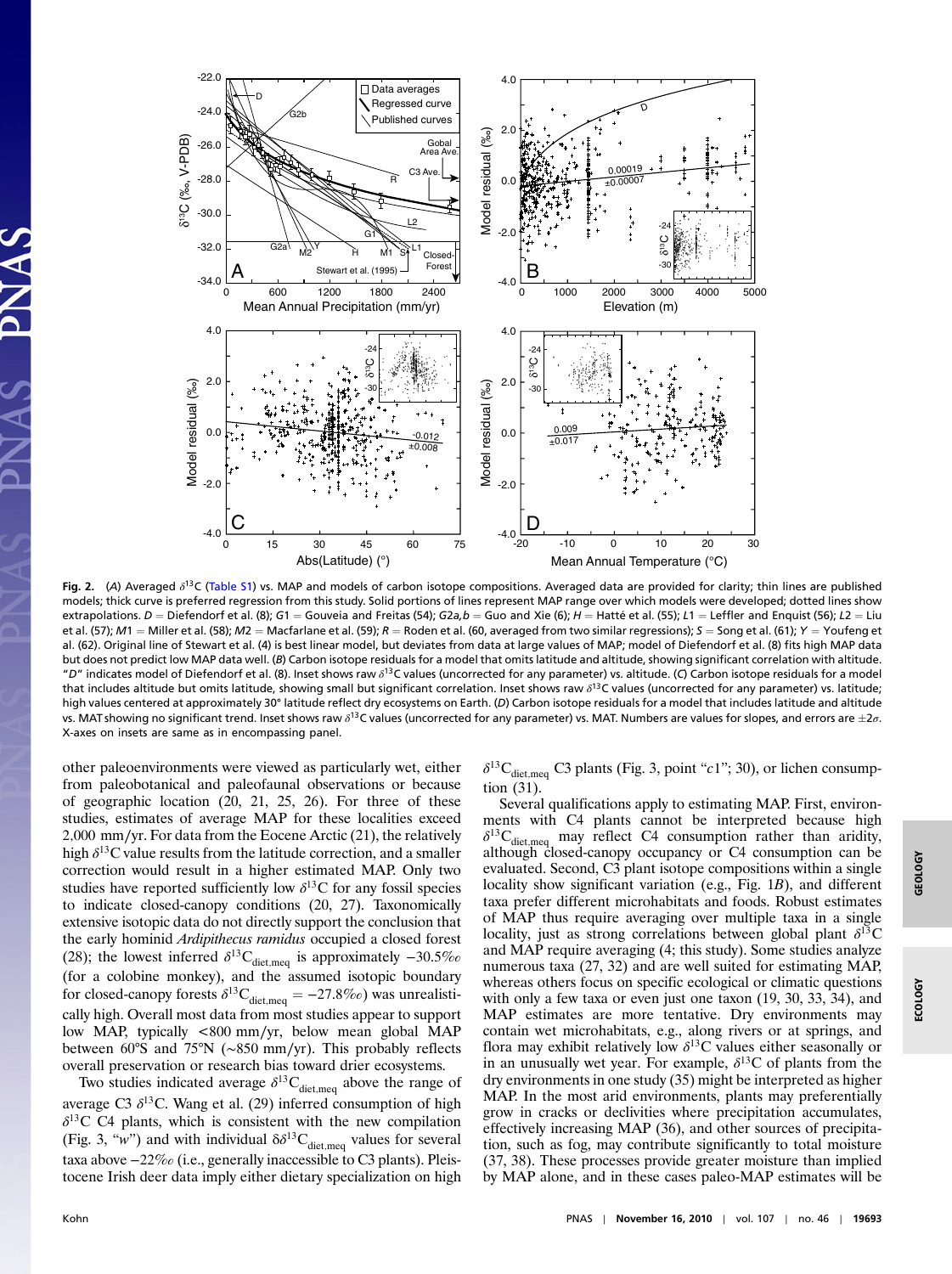**Fig. 2.** (*A*) Averaged $\delta^{13}C$ (Table S1) vs. MAP and models of carbon isotope compositions. Averaged data are provided for clarity; thin lines are published models; thick curve is preferred regression from this study. Solid portions of lines represent MAP range over which models were developed; dotted lines show extrapolations. *D* = Diefendorf et al. (8); *G1* = Gouveia and Freitas (54); *G2a,b* = Guo and Xie (6); *H* = Hatté et al. (55); *L1* = Leffler and Enquist (56); *L2* = Liu et al. (57); *M1* = Miller et al. (58); *M2* = Macfarlane et al. (59); *R* = Roden et al. (60, averaged from two similar regressions); *S* = Song et al. (61); *Y* = Youfeng et al. (62). Original line of Stewart et al. (4) is best linear model, but deviates from data at large values of MAP; model of Diefendorf et al. (8) fits high MAP data but does not predict low MAP data well. (*B*) Carbon isotope residuals for a model that omits latitude and altitude, showing significant correlation with altitude. "*D*" indicates model of Diefendorf et al. (8). Inset shows raw $\delta^{13}C$ values (uncorrected for any parameter) vs. altitude. (*C*) Carbon isotope residuals for a model that includes altitude but omits latitude, showing small but significant correlation. Inset shows raw $\delta^{13}C$ values (uncorrected for any parameter) vs. latitude; high values centered at approximately 30° latitude reflect dry ecosystems on Earth. (*D*) Carbon isotope residuals for a model that includes latitude and altitude vs. MAT showing no significant trend. Inset shows raw $\delta^{13}C$ values (uncorrected for any parameter) vs. MAT. Numbers are values for slopes, and errors are $\pm 2\sigma$. X-axes on insets are same as in encompassing panel.

other paleoenvironments were viewed as particularly wet, either from paleobotanical and paleofaunal observations or because of geographic location (20, 21, 25, 26). For three of these studies, estimates of average MAP for these localities exceed 2,000 mm/yr. For data from the Eocene Arctic (21), the relatively high $\delta^{13}C$ value results from the latitude correction, and a smaller correction would result in a higher estimated MAP. Only two studies have reported sufficiently low $\delta^{13}C$ for any fossil species to indicate closed-canopy conditions (20, 27). Taxonomically extensive isotopic data do not directly support the conclusion that the early hominid *Ardipithecus ramidus* occupied a closed forest (28); the lowest inferred $\delta^{13}C_{diet,meq}$ is approximately $-30.5$‰ (for a colobine monkey), and the assumed isotopic boundary for closed-canopy forests $\delta^{13}C_{diet,meq} = -27.8$‰) was unrealistically high. Overall most data from most studies appear to support low MAP, typically <800 mm/yr, below mean global MAP between 60°S and 75°N (~850 mm/yr). This probably reflects overall preservation or research bias toward drier ecosystems.

Two studies indicated average $\delta^{13}C_{diet,meq}$ above the range of average C3 $\delta^{13}C$. Wang et al. (29) inferred consumption of high $\delta^{13}C$ C4 plants, which is consistent with the new compilation (Fig. 3, "*w*") and with individual $\delta\delta^{13}C_{diet,meq}$ values for several taxa above $-22$‰ (i.e., generally inaccessible to C3 plants). Pleistocene Irish deer data imply either dietary specialization on high $\delta^{13}C_{diet,meq}$ C3 plants (Fig. 3, point "*c1*"; 30), or lichen consumption (31).

Several qualifications apply to estimating MAP. First, environments with C4 plants cannot be interpreted because high $\delta^{13}C_{diet,meq}$ may reflect C4 consumption rather than aridity, although closed-canopy occupancy or C4 consumption can be evaluated. Second, C3 plant isotope compositions within a single locality show significant variation (e.g., Fig. 1*B*), and different taxa prefer different microhabitats and foods. Robust estimates of MAP thus require averaging over multiple taxa in a single locality, just as strong correlations between global plant $\delta^{13}C$ and MAP require averaging (4; this study). Some studies analyze numerous taxa (27, 32) and are well suited for estimating MAP, whereas others focus on specific ecological or climatic questions with only a few taxa or even just one taxon (19, 30, 33, 34), and MAP estimates are more tentative. Dry environments may contain wet microhabitats, e.g., along rivers or at springs, and flora may exhibit relatively low $\delta^{13}C$ values either seasonally or in an unusually wet year. For example, $\delta^{13}C$ of plants from the dry environments in one study (35) might be interpreted as higher MAP. In the most arid environments, plants may preferentially grow in cracks or declivities where precipitation accumulates, effectively increasing MAP (36), and other sources of precipitation, such as fog, may contribute significantly to total moisture (37, 38). These processes provide greater moisture than implied by MAP alone, and in these cases paleo-MAP estimates will be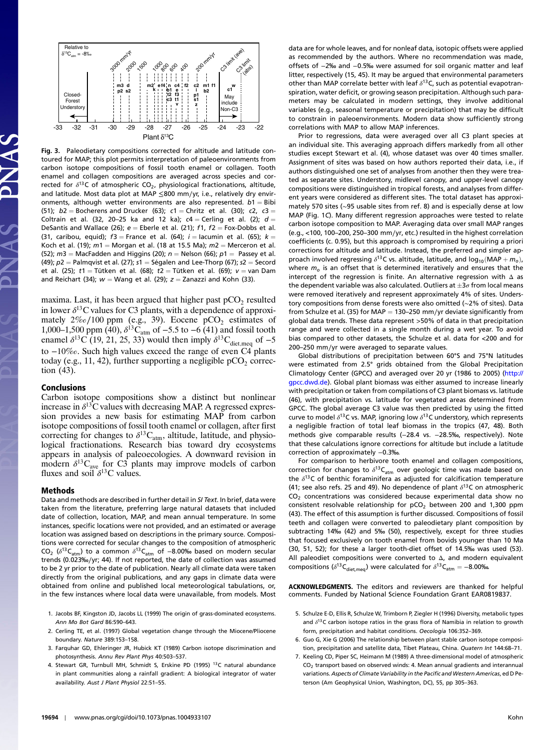Fig. 3. Paleodietary compositions corrected for altitude and latitude contoured for MAP; this plot permits interpretation of paleoenvironments from carbon isotope compositions of fossil tooth enamel or collagen. Tooth enamel and collagen compositions are averaged across species and corrected for $\delta^{13}C$ of atmospheric $CO_2$, physiological fractionations, altitude, and latitude. Most data plot at MAP ≤800 mm/yr, i.e., relatively dry environments, although wetter environments are also represented. $b1$ = Bibi (51); $b2$ = Bocherens and Drucker (63); $c1$ = Chritz et al. (30); $c2$, $c3$ = Coltrain et al. (32, 20–25 ka and 12 ka); $c4$ = Cerling et al. (2); $d$ = DeSantis and Wallace (26); $e$ = Eberle et al. (21); $f1$, $f2$ = Fox-Dobbs et al. (31, caribou, equid); $f3$ = France et al. (64); $i$ = Iacumin et al. (65); $k$ = Koch et al. (19); $m1$ = Morgan et al. (18 at 15.5 Ma); $m2$ = Merceron et al. (52); $m3$ = MacFadden and Higgins (20); $n$ = Nelson (66); $p1$ = Passey et al. (49); $p2$ = Palmqvist et al. (27); $s1$ = Ségalen and Lee-Thorp (67); $s2$ = Secord et al. (25); $t1$ = Tütken et al. (68); $t2$ = Tütken et al. (69); $v$ = van Dam and Reichart (34); $w$ = Wang et al. (29); $z$ = Zanazzi and Kohn (33).

maxima. Last, it has been argued that higher past $pCO_2$ resulted in lower $\delta^{13}C$ values for C3 plants, with a dependence of approximately 2‰/100 ppm (e.g., 39). Eocene $pCO_2$ estimates of 1,000–1,500 ppm (40), $\delta^{13}C_{atm}$ of −5.5 to −6 (41) and fossil tooth enamel $\delta^{13}C$ (19, 21, 25, 33) would then imply $\delta^{13}C_{diet,meq}$ of −5 to −10‰. Such high values exceed the range of even C4 plants today (e.g., 11, 42), further supporting a negligible $pCO_2$ correction (43).

## Conclusions

Carbon isotope compositions show a distinct but nonlinear increase in $\delta^{13}C$ values with decreasing MAP. A regressed expression provides a new basis for estimating MAP from carbon isotope compositions of fossil tooth enamel or collagen, after first correcting for changes to $\delta^{13}C_{atm}$, altitude, latitude, and physiological fractionations. Research bias toward dry ecosystems appears in analysis of paleoecologies. A downward revision in modern $\delta^{13}C_{ave}$ for C3 plants may improve models of carbon fluxes and soil $\delta^{13}C$ values.

## Methods

Data and methods are described in further detail in *SI Text*. In brief, data were taken from the literature, preferring large natural datasets that included date of collection, location, MAP, and mean annual temperature. In some instances, specific locations were not provided, and an estimated or average location was assigned based on descriptions in the primary source. Compositions were corrected for secular changes to the composition of atmospheric $CO_2$ ($\delta^{13}C_{atm}$) to a common $\delta^{13}C_{atm}$ of −8.00‰ based on modern secular trends (0.023‰/yr; 44). If not reported, the date of collection was assumed to be 2 yr prior to the date of publication. Nearly all climate data were taken directly from the original publications, and any gaps in climate data were obtained from online and published local meteorological tabulations, or, in the few instances where local data were unavailable, from models. Most data are for whole leaves, and for nonleaf data, isotopic offsets were applied as recommended by the authors. Where no recommendation was made, offsets of −2‰ and −0.5‰ were assumed for soil organic matter and leaf litter, respectively (15, 45). It may be argued that environmental parameters other than MAP correlate better with leaf $\delta^{13}C$, such as potential evapotranspiration, water deficit, or growing season precipitation. Although such parameters may be calculated in modern settings, they involve additional variables (e.g., seasonal temperature or precipitation) that may be difficult to constrain in paleoenvironments. Modern data show sufficiently strong correlations with MAP to allow MAP inferences.

Prior to regressions, data were averaged over all C3 plant species at an individual site. This averaging approach differs markedly from all other studies except Stewart et al. (4), whose dataset was over 40 times smaller. Assignment of sites was based on how authors reported their data, i.e., if authors distinguished one set of analyses from another then they were treated as separate sites. Understory, midlevel canopy, and upper-level canopy compositions were distinguished in tropical forests, and analyses from different years were considered as different sites. The total dataset has approximately 570 sites (∼95 usable sites from ref. 8) and is especially dense at low MAP (Fig. 1C). Many different regression approaches were tested to relate carbon isotope composition to MAP. Averaging data over small MAP ranges (e.g., <100, 100–200, 250–300 mm/yr, etc.) resulted in the highest correlation coefficients (c. 0.95), but this approach is compromised by requiring a priori corrections for altitude and latitude. Instead, the preferred and simpler approach involved regressing $\delta^{13}C$ vs. altitude, latitude, and $\log_{10}(MAP + m_o)$, where $m_o$ is an offset that is determined iteratively and ensures that the intercept of the regression is finite. An alternative regression with $\Delta$ as the dependent variable was also calculated. Outliers at $\pm 3\sigma$ from local means were removed iteratively and represent approximately 4% of sites. Understory compositions from dense forests were also omitted (∼2% of sites). Data from Schulze et al. (35) for MAP = 130–250 mm/yr deviate significantly from global data trends. These data represent >50% of data in that precipitation range and were collected in a single month during a wet year. To avoid bias compared to other datasets, the Schulze et al. data for <200 and for 200–250 mm/yr were averaged to separate values.

Global distributions of precipitation between 60°S and 75°N latitudes were estimated from 2.5° grids obtained from the Global Precipitation Climatology Center (GPCC) and averaged over 20 yr (1986 to 2005) (http://gpcc.dwd.de). Global plant biomass was either assumed to increase linearly with precipitation or taken from compilations of C3 plant biomass vs. latitude (46), with precipitation vs. latitude for vegetated areas determined from GPCC. The global average C3 value was then predicted by using the fitted curve to model $\delta^{13}C$ vs. MAP, ignoring low $\delta^{13}C$ understory, which represents a negligible fraction of total leaf biomass in the tropics (47, 48). Both methods give comparable results (−28.4 vs. −28.5‰, respectively). Note that these calculations ignore corrections for altitude but include a latitude correction of approximately −0.3‰.

For comparison to herbivore tooth enamel and collagen compositions, correction for changes to $\delta^{13}C_{atm}$ over geologic time was made based on the $\delta^{13}C$ of benthic foraminifera as adjusted for calcification temperature (41; see also refs. 25 and 49). No dependence of plant $\delta^{13}C$ on atmospheric $CO_2$ concentrations was considered because experimental data show no consistent resolvable relationship for $pCO_2$ between 200 and 1,300 ppm (43). The effect of this assumption is further discussed. Compositions of fossil teeth and collagen were converted to paleodietary plant composition by subtracting 14‰ (42) and 5‰ (50), respectively, except for three studies that focused exclusively on tooth enamel from bovids younger than 10 Ma (30, 51, 52); for these a larger tooth-diet offset of 14.5‰ was used (53). All paleodiet compositions were converted to $\Delta$, and modern equivalent compositions ($\delta^{13}C_{diet,meq}$) were calculated for $\delta^{13}C_{atm} = -8.00$‰.

**ACKNOWLEDGMENTS.** The editors and reviewers are thanked for helpful comments. Funded by National Science Foundation Grant EAR0819837.

1. Jacobs BF, Kingston JD, Jacobs LL (1999) The origin of grass-dominated ecosystems. *Ann Mo Bot Gard* 86:590–643.
2. Cerling TE, et al. (1997) Global vegetation change through the Miocene/Pliocene boundary. *Nature* 389:153–158.
3. Farquhar GD, Ehleringer JR, Hubick KT (1989) Carbon isotope discrimination and photosynthesis. *Annu Rev Plant Phys* 40:503–537.
4. Stewart GR, Turnbull MH, Schmidt S, Erskine PD (1995) $^{13}C$ natural abundance in plant communities along a rainfall gradient: A biological integrator of water availability. *Aust J Plant Physiol* 22:51–55.
5. Schulze E-D, Ellis R, Schulze W, Trimborn P, Ziegler H (1996) Diversity, metabolic types and $\delta^{13}C$ carbon isotope ratios in the grass flora of Namibia in relation to growth form, precipitation and habitat conditions. *Oecologia* 106:352–369.
6. Guo G, Xie G (2006) The relationship between plant stable carbon isotope composition, precipitation and satellite data, Tibet Plateau, China. *Quatern Int* 144:68–71.
7. Keeling CD, Piper SC, Heimann M (1989) A three-dimensional model of atmospheric $CO_2$ transport based on observed winds: 4. Mean annual gradients and interannual variations. *Aspects of Climate Variability in the Pacific and Western Americas*, ed D Peterson (Am Geophysical Union, Washington, DC), 55, pp 305–363.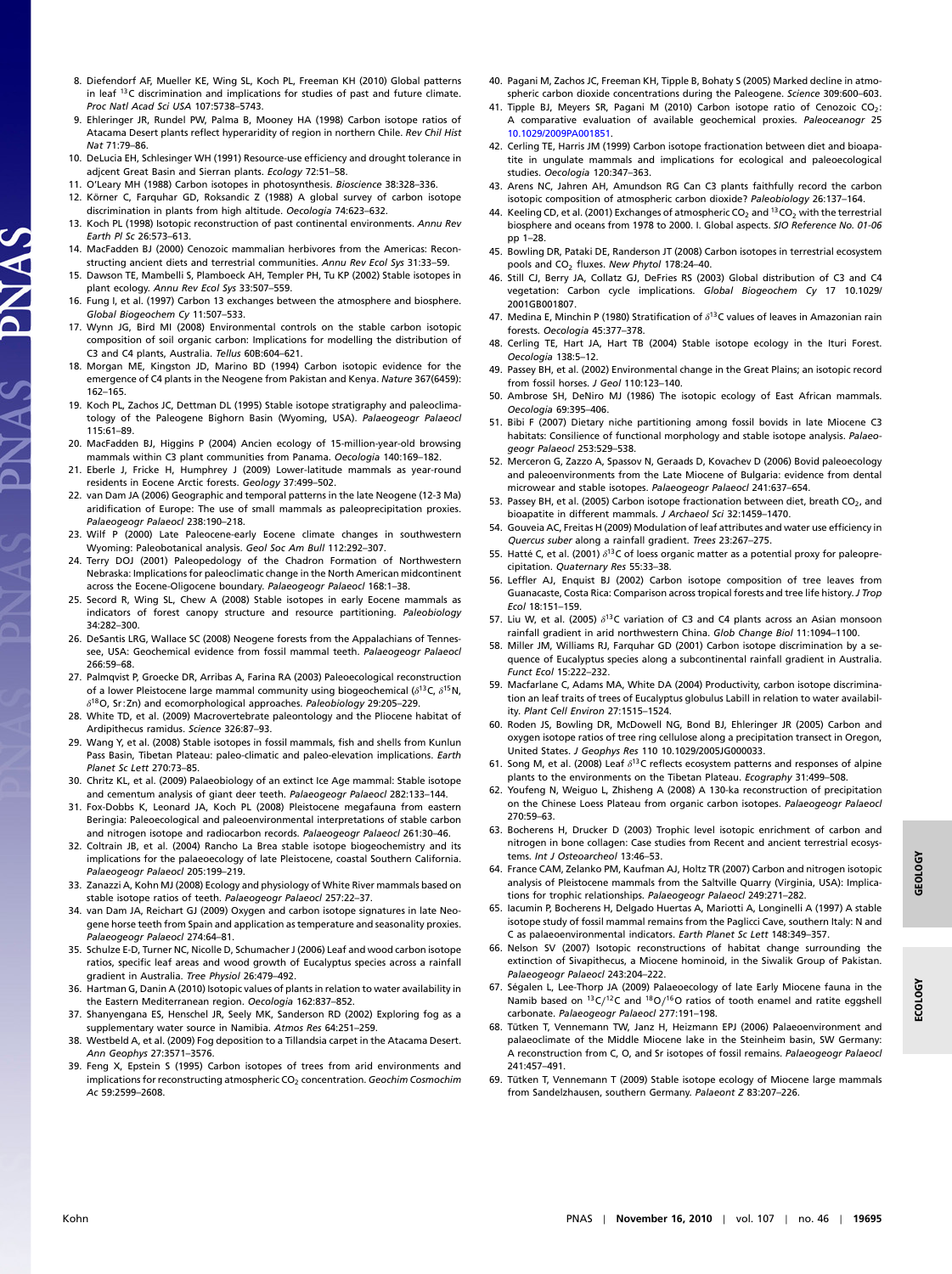8. Diefendorf AF, Mueller KE, Wing SL, Koch PL, Freeman KH (2010) Global patterns in leaf $^{13}C$ discrimination and implications for studies of past and future climate. *Proc Natl Acad Sci USA* 107:5738–5743.
9. Ehleringer JR, Rundel PW, Palma B, Mooney HA (1998) Carbon isotope ratios of Atacama Desert plants reflect hyperaridity of region in northern Chile. *Rev Chil Hist Nat* 71:79–86.
10. DeLucia EH, Schlesinger WH (1991) Resource-use efficiency and drought tolerance in adjacent Great Basin and Sierran plants. *Ecology* 72:51–58.
11. O'Leary MH (1988) Carbon isotopes in photosynthesis. *Bioscience* 38:328–336.
12. Körner C, Farquhar GD, Roksandic Z (1988) A global survey of carbon isotope discrimination in plants from high altitude. *Oecologia* 74:623–632.
13. Koch PL (1998) Isotopic reconstruction of past continental environments. *Annu Rev Earth Pl Sc* 26:573–613.
14. MacFadden BJ (2000) Cenozoic mammalian herbivores from the Americas: Reconstructing ancient diets and terrestrial communities. *Annu Rev Ecol Sys* 31:33–59.
15. Dawson TE, Mambelli S, Plamboeck AH, Templer PH, Tu KP (2002) Stable isotopes in plant ecology. *Annu Rev Ecol Sys* 33:507–559.
16. Fung I, et al. (1997) Carbon 13 exchanges between the atmosphere and biosphere. *Global Biogeochem Cy* 11:507–533.
17. Wynn JG, Bird MI (2008) Environmental controls on the stable carbon isotopic composition of soil organic carbon: Implications for modelling the distribution of C3 and C4 plants, Australia. *Tellus* 60B:604–621.
18. Morgan ME, Kingston JD, Marino BD (1994) Carbon isotopic evidence for the emergence of C4 plants in the Neogene from Pakistan and Kenya. *Nature* 367(6459): 162–165.
19. Koch PL, Zachos JC, Dettman DL (1995) Stable isotope stratigraphy and paleoclimatology of the Paleogene Bighorn Basin (Wyoming, USA). *Palaeogeogr Palaeocl* 115:61–89.
20. MacFadden BJ, Higgins P (2004) Ancien ecology of 15-million-year-old browsing mammals within C3 plant communities from Panama. *Oecologia* 140:169–182.
21. Eberle J, Fricke H, Humphrey J (2009) Lower-latitude mammals as year-round residents in Eocene Arctic forests. *Geology* 37:499–502.
22. van Dam JA (2006) Geographic and temporal patterns in the late Neogene (12-3 Ma) aridification of Europe: The use of small mammals as paleoprecipitation proxies. *Palaeogeogr Palaeocl* 238:190–218.
23. Wilf P (2000) Late Paleocene-early Eocene climate changes in southwestern Wyoming: Paleobotanical analysis. *Geol Soc Am Bull* 112:292–307.
24. Terry DOJ (2001) Paleopedology of the Chadron Formation of Northwestern Nebraska: Implications for paleoclimatic change in the North American midcontinent across the Eocene-Oligocene boundary. *Palaeogeogr Palaeocl* 168:1–38.
25. Secord R, Wing SL, Chew A (2008) Stable isotopes in early Eocene mammals as indicators of forest canopy structure and resource partitioning. *Paleobiology* 34:282–300.
26. DeSantis LRG, Wallace SC (2008) Neogene forests from the Appalachians of Tennessee, USA: Geochemical evidence from fossil mammal teeth. *Palaeogeogr Palaeocl* 266:59–68.
27. Palmqvist P, Groecke DR, Arribas A, Farina RA (2003) Paleoecological reconstruction of a lower Pleistocene large mammal community using biogeochemical ($\delta^{13}C$, $\delta^{15}N$, $\delta^{18}O$, Sr:Zn) and ecomorphological approaches. *Paleobiology* 29:205–229.
28. White TD, et al. (2009) Macrovertebrate paleontology and the Pliocene habitat of Ardipithecus ramidus. *Science* 326:87–93.
29. Wang Y, et al. (2008) Stable isotopes in fossil mammals, fish and shells from Kunlun Pass Basin, Tibetan Plateau: paleo-climatic and paleo-elevation implications. *Earth Planet Sc Lett* 270:73–85.
30. Chritz KL, et al. (2009) Palaeobiology of an extinct Ice Age mammal: Stable isotope and cementum analysis of giant deer teeth. *Palaeogeogr Palaeocl* 282:133–144.
31. Fox-Dobbs K, Leonard JA, Koch PL (2008) Pleistocene megafauna from eastern Beringia: Paleoecological and paleoenvironmental interpretations of stable carbon and nitrogen isotope and radiocarbon records. *Palaeogeogr Palaeocl* 261:30–46.
32. Coltrain JB, et al. (2004) Rancho La Brea stable isotope biogeochemistry and its implications for the palaeoecology of late Pleistocene, coastal Southern California. *Palaeogeogr Palaeocl* 205:199–219.
33. Zanazzi A, Kohn MJ (2008) Ecology and physiology of White River mammals based on stable isotope ratios of teeth. *Palaeogeogr Palaeocl* 257:22–37.
34. van Dam JA, Reichart GJ (2009) Oxygen and carbon isotope signatures in late Neogene horse teeth from Spain and application as temperature and seasonality proxies. *Palaeogeogr Palaeocl* 274:64–81.
35. Schulze E-D, Turner NC, Nicolle D, Schumacher J (2006) Leaf and wood carbon isotope ratios, specific leaf areas and wood growth of Eucalyptus species across a rainfall gradient in Australia. *Tree Physiol* 26:479–492.
36. Hartman G, Danin A (2010) Isotopic values of plants in relation to water availability in the Eastern Mediterranean region. *Oecologia* 162:837–852.
37. Shanyengana ES, Henschel JR, Seely MK, Sanderson RD (2002) Exploring fog as a supplementary water source in Namibia. *Atmos Res* 64:251–259.
38. Westbeld A, et al. (2009) Fog deposition to a Tillandsia carpet in the Atacama Desert. *Ann Geophys* 27:3571–3576.
39. Feng X, Epstein S (1995) Carbon isotopes of trees from arid environments and implications for reconstructing atmospheric $CO_2$ concentration. *Geochim Cosmochim Ac* 59:2599–2608.
40. Pagani M, Zachos JC, Freeman KH, Tipple B, Bohaty S (2005) Marked decline in atmospheric carbon dioxide concentrations during the Paleogene. *Science* 309:600–603.
41. Tipple BJ, Meyers SR, Pagani M (2010) Carbon isotope ratio of Cenozoic $CO_2$: A comparative evaluation of available geochemical proxies. *Paleoceanogr* 25 10.1029/2009PA001851.
42. Cerling TE, Harris JM (1999) Carbon isotope fractionation between diet and bioapatite in ungulate mammals and implications for ecological and paleoecological studies. *Oecologia* 120:347–363.
43. Arens NC, Jahren AH, Amundson RG Can C3 plants faithfully record the carbon isotopic composition of atmospheric carbon dioxide? *Paleobiology* 26:137–164.
44. Keeling CD, et al. (2001) Exchanges of atmospheric $CO_2$ and $^{13}CO_2$ with the terrestrial biosphere and oceans from 1978 to 2000. I. Global aspects. *SIO Reference No. 01-06* pp 1–28.
45. Bowling DR, Pataki DE, Randerson JT (2008) Carbon isotopes in terrestrial ecosystem pools and $CO_2$ fluxes. *New Phytol* 178:24–40.
46. Still CJ, Berry JA, Collatz GJ, DeFries RS (2003) Global distribution of C3 and C4 vegetation: Carbon cycle implications. *Global Biogeochem Cy* 17 10.1029/2001GB001807.
47. Medina E, Minchin P (1980) Stratification of $\delta^{13}C$ values of leaves in Amazonian rain forests. *Oecologia* 45:377–378.
48. Cerling TE, Hart JA, Hart TB (2004) Stable isotope ecology in the Ituri Forest. *Oecologia* 138:5–12.
49. Passey BH, et al. (2002) Environmental change in the Great Plains; an isotopic record from fossil horses. *J Geol* 110:123–140.
50. Ambrose SH, DeNiro MJ (1986) The isotopic ecology of East African mammals. *Oecologia* 69:395–406.
51. Bibi F (2007) Dietary niche partitioning among fossil bovids in late Miocene C3 habitats: Consilience of functional morphology and stable isotope analysis. *Palaeogeogr Palaeocl* 253:529–538.
52. Merceron G, Zazzo A, Spassov N, Geraads D, Kovachev D (2006) Bovid paleoecology and paleoenvironments from the Late Miocene of Bulgaria: evidence from dental microwear and stable isotopes. *Palaeogeogr Palaeocl* 241:637–654.
53. Passey BH, et al. (2005) Carbon isotope fractionation between diet, breath $CO_2$, and bioapatite in different mammals. *J Archaeol Sci* 32:1459–1470.
54. Gouveia AC, Freitas H (2009) Modulation of leaf attributes and water use efficiency in *Quercus suber* along a rainfall gradient. *Trees* 23:267–275.
55. Hatté C, et al. (2001) $\delta^{13}C$ of loess organic matter as a potential proxy for paleoprecipitation. *Quaternary Res* 55:33–38.
56. Leffler AJ, Enquist BJ (2002) Carbon isotope composition of tree leaves from Guanacaste, Costa Rica: Comparison across tropical forests and tree life history. *J Trop Ecol* 18:151–159.
57. Liu W, et al. (2005) $\delta^{13}C$ variation of C3 and C4 plants across an Asian monsoon rainfall gradient in arid northwestern China. *Glob Change Biol* 11:1094–1100.
58. Miller JM, Williams RJ, Farquhar GD (2001) Carbon isotope discrimination by a sequence of Eucalyptus species along a subcontinental rainfall gradient in Australia. *Funct Ecol* 15:222–232.
59. Macfarlane C, Adams MA, White DA (2004) Productivity, carbon isotope discrimination and leaf traits of trees of Eucalyptus globulus Labill in relation to water availability. *Plant Cell Environ* 27:1515–1524.
60. Roden JS, Bowling DR, McDowell NG, Bond BJ, Ehleringer JR (2005) Carbon and oxygen isotope ratios of tree ring cellulose along a precipitation transect in Oregon, United States. *J Geophys Res* 110 10.1029/2005JG000033.
61. Song M, et al. (2008) Leaf $\delta^{13}C$ reflects ecosystem patterns and responses of alpine plants to the environments on the Tibetan Plateau. *Ecography* 31:499–508.
62. Youfeng N, Weiguo L, Zhisheng A (2008) A 130-ka reconstruction of precipitation on the Chinese Loess Plateau from organic carbon isotopes. *Palaeogeogr Palaeocl* 270:59–63.
63. Bocherens H, Drucker D (2003) Trophic level isotopic enrichment of carbon and nitrogen in bone collagen: Case studies from Recent and ancient terrestrial ecosystems. *Int J Osteoarcheol* 13:46–53.
64. France CAM, Zelanko PM, Kaufman AJ, Holtz TR (2007) Carbon and nitrogen isotopic analysis of Pleistocene mammals from the Saltville Quarry (Virginia, USA): Implications for trophic relationships. *Palaeogeogr Palaeocl* 249:271–282.
65. Iacumin P, Bocherens H, Delgado Huertas A, Mariotti A, Longinelli A (1997) A stable isotope study of fossil mammal remains from the Paglicci Cave, southern Italy: N and C as palaeoenvironmental indicators. *Earth Planet Sc Lett* 148:349–357.
66. Nelson SV (2007) Isotopic reconstructions of habitat change surrounding the extinction of Sivapithecus, a Miocene hominoid, in the Siwalik Group of Pakistan. *Palaeogeogr Palaeocl* 243:204–222.
67. Ségalen L, Lee-Thorp JA (2009) Palaeoecology of late Early Miocene fauna in the Namib based on $^{13}C/^{12}C$ and $^{18}O/^{16}O$ ratios of tooth enamel and ratite eggshell carbonate. *Palaeogeogr Palaeocl* 277:191–198.
68. Tütken T, Vennemann TW, Janz H, Heizmann EPJ (2006) Palaeoenvironment and palaeoclimate of the Middle Miocene lake in the Steinheim basin, SW Germany: A reconstruction from C, O, and Sr isotopes of fossil remains. *Palaeogeogr Palaeocl* 241:457–491.
69. Tütken T, Vennemann T (2009) Stable isotope ecology of Miocene large mammals from Sandelzhausen, southern Germany. *Palaeont Z* 83:207–226.